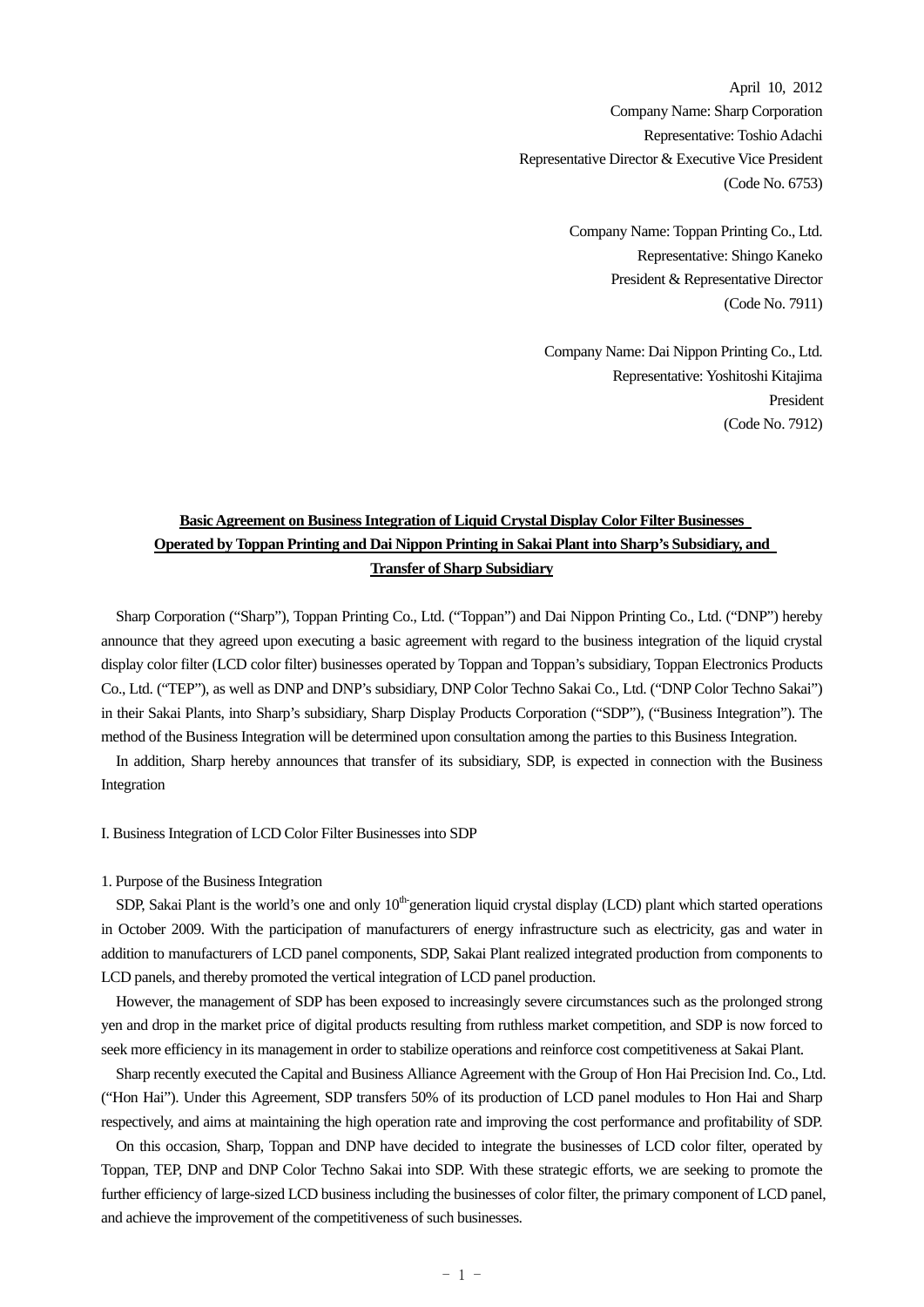April 10, 2012
Company Name: Sharp Corporation
Representative: Toshio Adachi
Representative Director & Executive Vice President
(Code No. 6753)

Company Name: Toppan Printing Co., Ltd.
Representative: Shingo Kaneko
President & Representative Director
(Code No. 7911)

Company Name: Dai Nippon Printing Co., Ltd.
Representative: Yoshitoshi Kitajima
President
(Code No. 7912)

# Basic Agreement on Business Integration of Liquid Crystal Display Color Filter Businesses Operated by Toppan Printing and Dai Nippon Printing in Sakai Plant into Sharp's Subsidiary, and Transfer of Sharp Subsidiary

Sharp Corporation ("Sharp"), Toppan Printing Co., Ltd. ("Toppan") and Dai Nippon Printing Co., Ltd. ("DNP") hereby announce that they agreed upon executing a basic agreement with regard to the business integration of the liquid crystal display color filter (LCD color filter) businesses operated by Toppan and Toppan's subsidiary, Toppan Electronics Products Co., Ltd. ("TEP"), as well as DNP and DNP's subsidiary, DNP Color Techno Sakai Co., Ltd. ("DNP Color Techno Sakai") in their Sakai Plants, into Sharp's subsidiary, Sharp Display Products Corporation ("SDP"), ("Business Integration"). The method of the Business Integration will be determined upon consultation among the parties to this Business Integration.

In addition, Sharp hereby announces that transfer of its subsidiary, SDP, is expected in connection with the Business Integration

## I. Business Integration of LCD Color Filter Businesses into SDP

### 1. Purpose of the Business Integration

SDP, Sakai Plant is the world's one and only 10th-generation liquid crystal display (LCD) plant which started operations in October 2009. With the participation of manufacturers of energy infrastructure such as electricity, gas and water in addition to manufacturers of LCD panel components, SDP, Sakai Plant realized integrated production from components to LCD panels, and thereby promoted the vertical integration of LCD panel production.

However, the management of SDP has been exposed to increasingly severe circumstances such as the prolonged strong yen and drop in the market price of digital products resulting from ruthless market competition, and SDP is now forced to seek more efficiency in its management in order to stabilize operations and reinforce cost competitiveness at Sakai Plant.

Sharp recently executed the Capital and Business Alliance Agreement with the Group of Hon Hai Precision Ind. Co., Ltd. ("Hon Hai"). Under this Agreement, SDP transfers 50% of its production of LCD panel modules to Hon Hai and Sharp respectively, and aims at maintaining the high operation rate and improving the cost performance and profitability of SDP.

On this occasion, Sharp, Toppan and DNP have decided to integrate the businesses of LCD color filter, operated by Toppan, TEP, DNP and DNP Color Techno Sakai into SDP. With these strategic efforts, we are seeking to promote the further efficiency of large-sized LCD business including the businesses of color filter, the primary component of LCD panel, and achieve the improvement of the competitiveness of such businesses.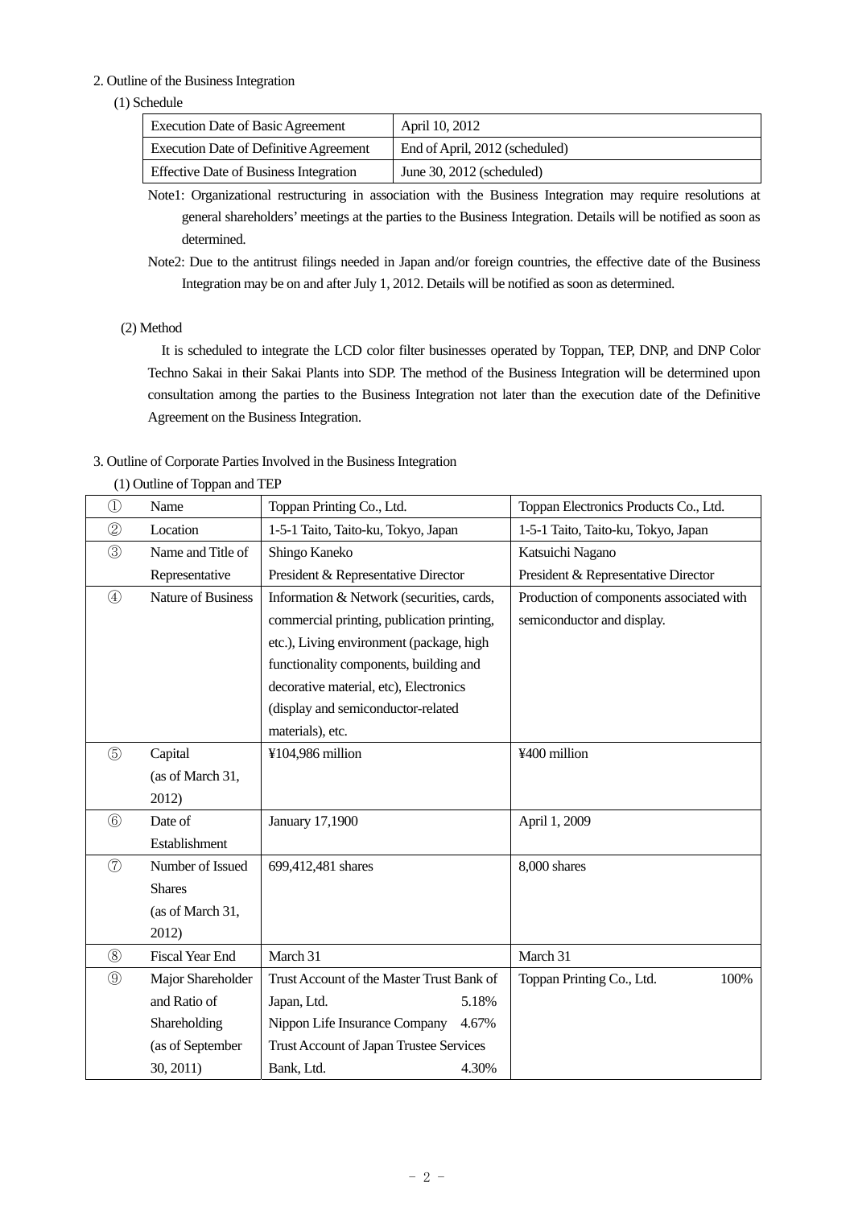2. Outline of the Business Integration

(1) Schedule

| Execution Date of Basic Agreement | April 10, 2012 |
|---|---|
| Execution Date of Definitive Agreement | End of April, 2012 (scheduled) |
| Effective Date of Business Integration | June 30, 2012 (scheduled) |

Note1: Organizational restructuring in association with the Business Integration may require resolutions at general shareholders' meetings at the parties to the Business Integration. Details will be notified as soon as determined.

Note2: Due to the antitrust filings needed in Japan and/or foreign countries, the effective date of the Business Integration may be on and after July 1, 2012. Details will be notified as soon as determined.

(2) Method

It is scheduled to integrate the LCD color filter businesses operated by Toppan, TEP, DNP, and DNP Color Techno Sakai in their Sakai Plants into SDP. The method of the Business Integration will be determined upon consultation among the parties to the Business Integration not later than the execution date of the Definitive Agreement on the Business Integration.

3. Outline of Corporate Parties Involved in the Business Integration

(1) Outline of Toppan and TEP

| | | | |
|---|---|---|---|
| ① | Name | Toppan Printing Co., Ltd. | Toppan Electronics Products Co., Ltd. |
| ② | Location | 1-5-1 Taito, Taito-ku, Tokyo, Japan | 1-5-1 Taito, Taito-ku, Tokyo, Japan |
| ③ | Name and Title of Representative | Shingo Kaneko<br>President & Representative Director | Katsuichi Nagano<br>President & Representative Director |
| ④ | Nature of Business | Information & Network (securities, cards, commercial printing, publication printing, etc.), Living environment (package, high functionality components, building and decorative material, etc), Electronics (display and semiconductor-related materials), etc. | Production of components associated with semiconductor and display. |
| ⑤ | Capital (as of March 31, 2012) | ¥104,986 million | ¥400 million |
| ⑥ | Date of Establishment | January 17,1900 | April 1, 2009 |
| ⑦ | Number of Issued Shares (as of March 31, 2012) | 699,412,481 shares | 8,000 shares |
| ⑧ | Fiscal Year End | March 31 | March 31 |
| ⑨ | Major Shareholder and Ratio of Shareholding (as of September 30, 2011) | Trust Account of the Master Trust Bank of Japan, Ltd. 5.18%<br>Nippon Life Insurance Company 4.67%<br>Trust Account of Japan Trustee Services Bank, Ltd. 4.30% | Toppan Printing Co., Ltd. 100% |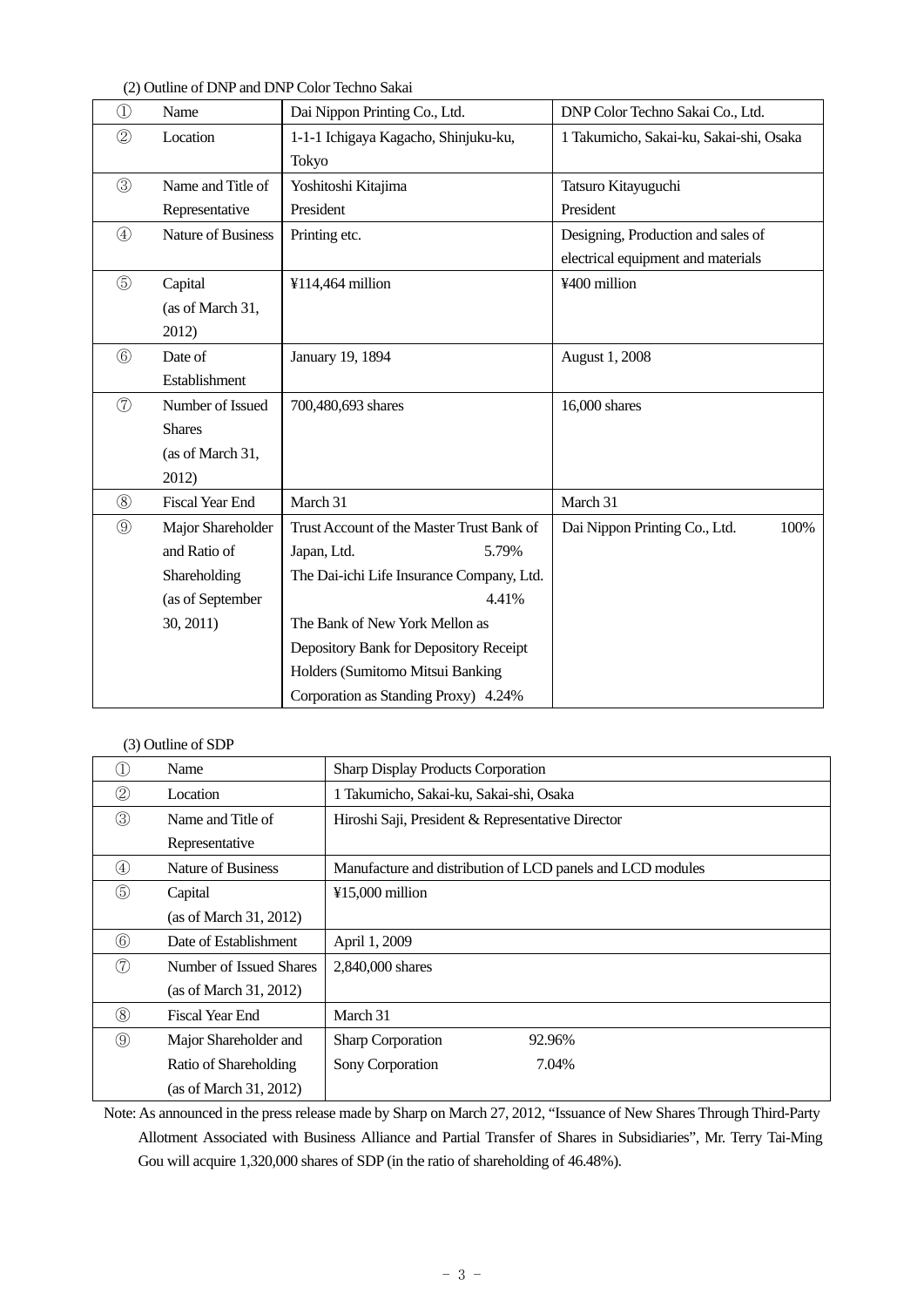(2) Outline of DNP and DNP Color Techno Sakai

| | | | |
|---|---|---|---|
| ① | Name | Dai Nippon Printing Co., Ltd. | DNP Color Techno Sakai Co., Ltd. |
| ② | Location | 1-1-1 Ichigaya Kagacho, Shinjuku-ku, Tokyo | 1 Takumicho, Sakai-ku, Sakai-shi, Osaka |
| ③ | Name and Title of Representative | Yoshitoshi Kitajima<br>President | Tatsuro Kitayuguchi<br>President |
| ④ | Nature of Business | Printing etc. | Designing, Production and sales of electrical equipment and materials |
| ⑤ | Capital (as of March 31, 2012) | ¥114,464 million | ¥400 million |
| ⑥ | Date of Establishment | January 19, 1894 | August 1, 2008 |
| ⑦ | Number of Issued Shares (as of March 31, 2012) | 700,480,693 shares | 16,000 shares |
| ⑧ | Fiscal Year End | March 31 | March 31 |
| ⑨ | Major Shareholder and Ratio of Shareholding (as of September 30, 2011) | Trust Account of the Master Trust Bank of Japan, Ltd. 5.79%<br>The Dai-ichi Life Insurance Company, Ltd. 4.41%<br>The Bank of New York Mellon as Depository Bank for Depository Receipt Holders (Sumitomo Mitsui Banking Corporation as Standing Proxy) 4.24% | Dai Nippon Printing Co., Ltd. 100% |

(3) Outline of SDP

| | | |
|---|---|---|
| ① | Name | Sharp Display Products Corporation |
| ② | Location | 1 Takumicho, Sakai-ku, Sakai-shi, Osaka |
| ③ | Name and Title of Representative | Hiroshi Saji, President & Representative Director |
| ④ | Nature of Business | Manufacture and distribution of LCD panels and LCD modules |
| ⑤ | Capital (as of March 31, 2012) | ¥15,000 million |
| ⑥ | Date of Establishment | April 1, 2009 |
| ⑦ | Number of Issued Shares (as of March 31, 2012) | 2,840,000 shares |
| ⑧ | Fiscal Year End | March 31 |
| ⑨ | Major Shareholder and Ratio of Shareholding (as of March 31, 2012) | Sharp Corporation 92.96%<br>Sony Corporation 7.04% |

Note: As announced in the press release made by Sharp on March 27, 2012, "Issuance of New Shares Through Third-Party Allotment Associated with Business Alliance and Partial Transfer of Shares in Subsidiaries", Mr. Terry Tai-Ming Gou will acquire 1,320,000 shares of SDP (in the ratio of shareholding of 46.48%).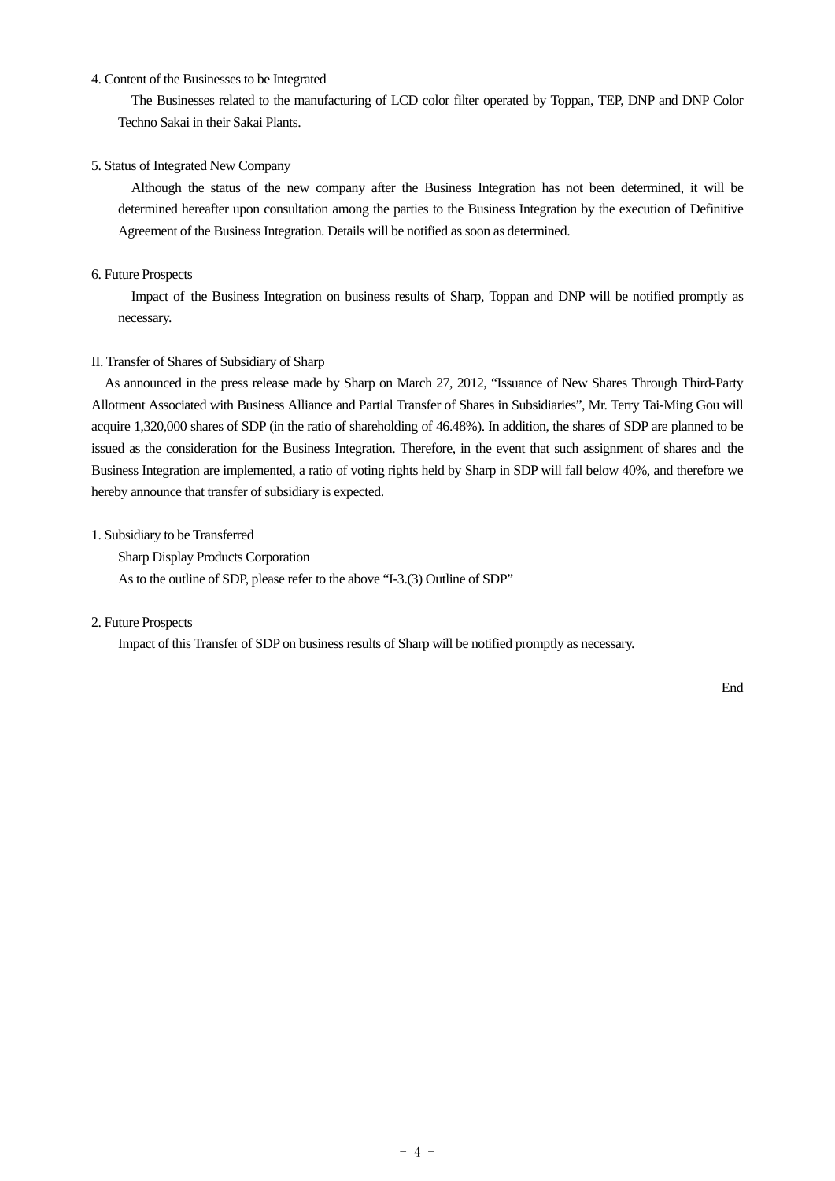4. Content of the Businesses to be Integrated

The Businesses related to the manufacturing of LCD color filter operated by Toppan, TEP, DNP and DNP Color Techno Sakai in their Sakai Plants.

5. Status of Integrated New Company

Although the status of the new company after the Business Integration has not been determined, it will be determined hereafter upon consultation among the parties to the Business Integration by the execution of Definitive Agreement of the Business Integration. Details will be notified as soon as determined.

6. Future Prospects

Impact of the Business Integration on business results of Sharp, Toppan and DNP will be notified promptly as necessary.

II. Transfer of Shares of Subsidiary of Sharp

As announced in the press release made by Sharp on March 27, 2012, "Issuance of New Shares Through Third-Party Allotment Associated with Business Alliance and Partial Transfer of Shares in Subsidiaries", Mr. Terry Tai-Ming Gou will acquire 1,320,000 shares of SDP (in the ratio of shareholding of 46.48%). In addition, the shares of SDP are planned to be issued as the consideration for the Business Integration. Therefore, in the event that such assignment of shares and the Business Integration are implemented, a ratio of voting rights held by Sharp in SDP will fall below 40%, and therefore we hereby announce that transfer of subsidiary is expected.

1. Subsidiary to be Transferred

Sharp Display Products Corporation

As to the outline of SDP, please refer to the above "I-3.(3) Outline of SDP"

2. Future Prospects

Impact of this Transfer of SDP on business results of Sharp will be notified promptly as necessary.

End